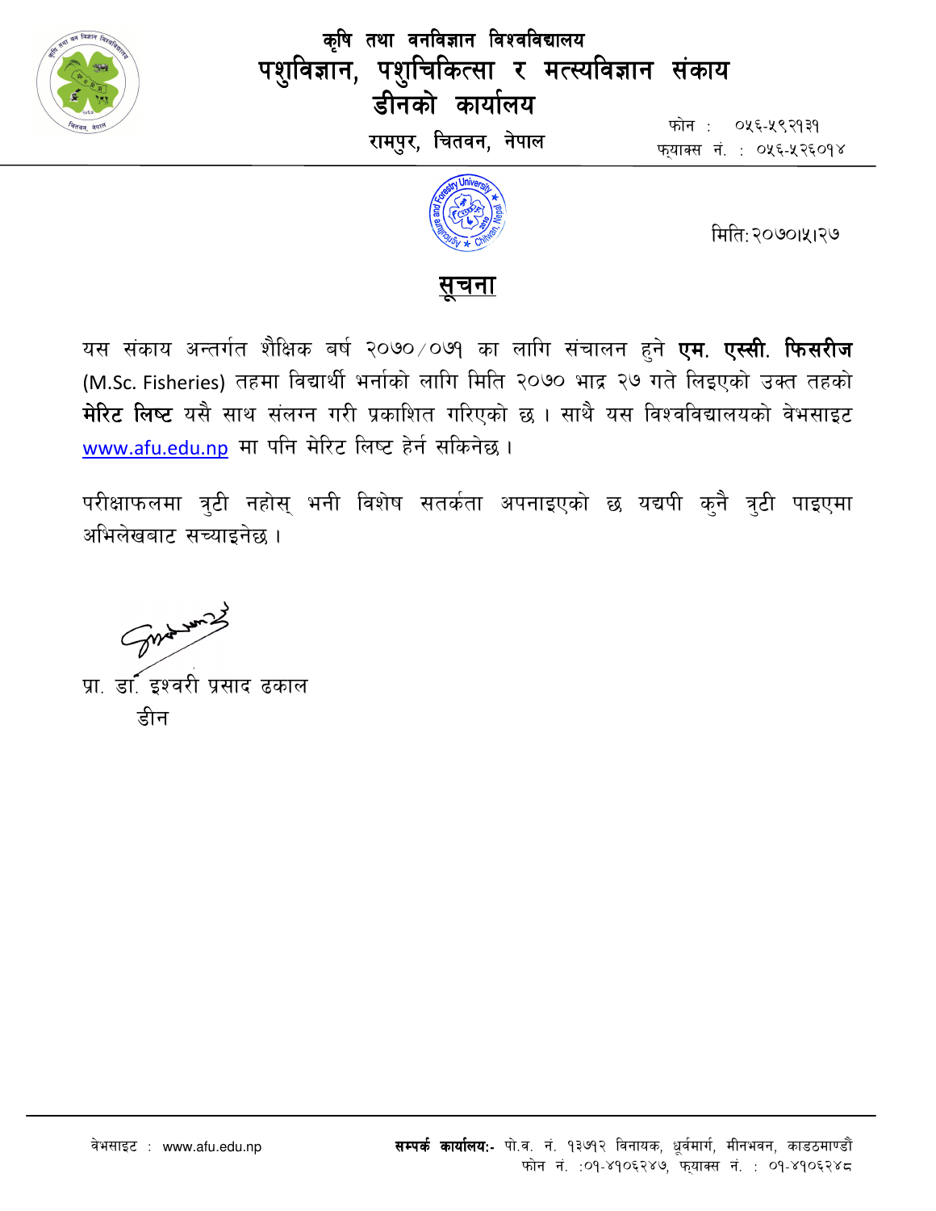# कृषि तथा वनविज्ञान विश्वविद्यालय

## पशुविज्ञान, पशुचिकित्सा र मत्स्यविज्ञान संकाय

### डीनको कार्यालय

**रामपुर, चितवन, नेपाल**

फोन : ०५६-५९२१३१
फ्याक्स नं. : ०५६-५२६०१४

मिति: २०७०।५।२७

## सूचना

यस संकाय अन्तर्गत शैक्षिक बर्ष २०७०/०७१ का लागि संचालन हुने **एम. एस्सी. फिसरीज** (M.Sc. Fisheries) तहमा विद्यार्थी भर्नाको लागि मिति २०७० भाद्र २७ गते लिइएको उक्त तहको **मेरिट लिष्ट** यसै साथ संलग्न गरी प्रकाशित गरिएको छ । साथै यस विश्वविद्यालयको वेभसाइट www.afu.edu.np मा पनि मेरिट लिष्ट हेर्न सकिनेछ ।

परीक्षाफलमा त्रुटी नहोस् भनी विशेष सतर्कता अपनाइएको छ यद्यपी कुनै त्रुटी पाइएमा अभिलेखबाट सच्याइनेछ ।

प्रा. डा. इश्वरी प्रसाद ढकाल
डीन

वेभसाइट : www.afu.edu.np

**सम्पर्क कार्यालय:-** पो.व. नं. १३७१२ विनायक, धुर्वमार्ग, मीनभवन, काडठमाण्डौं
फोन नं. :०१-४१०६२४७, फ्याक्स नं. : ०१-४१०६२४८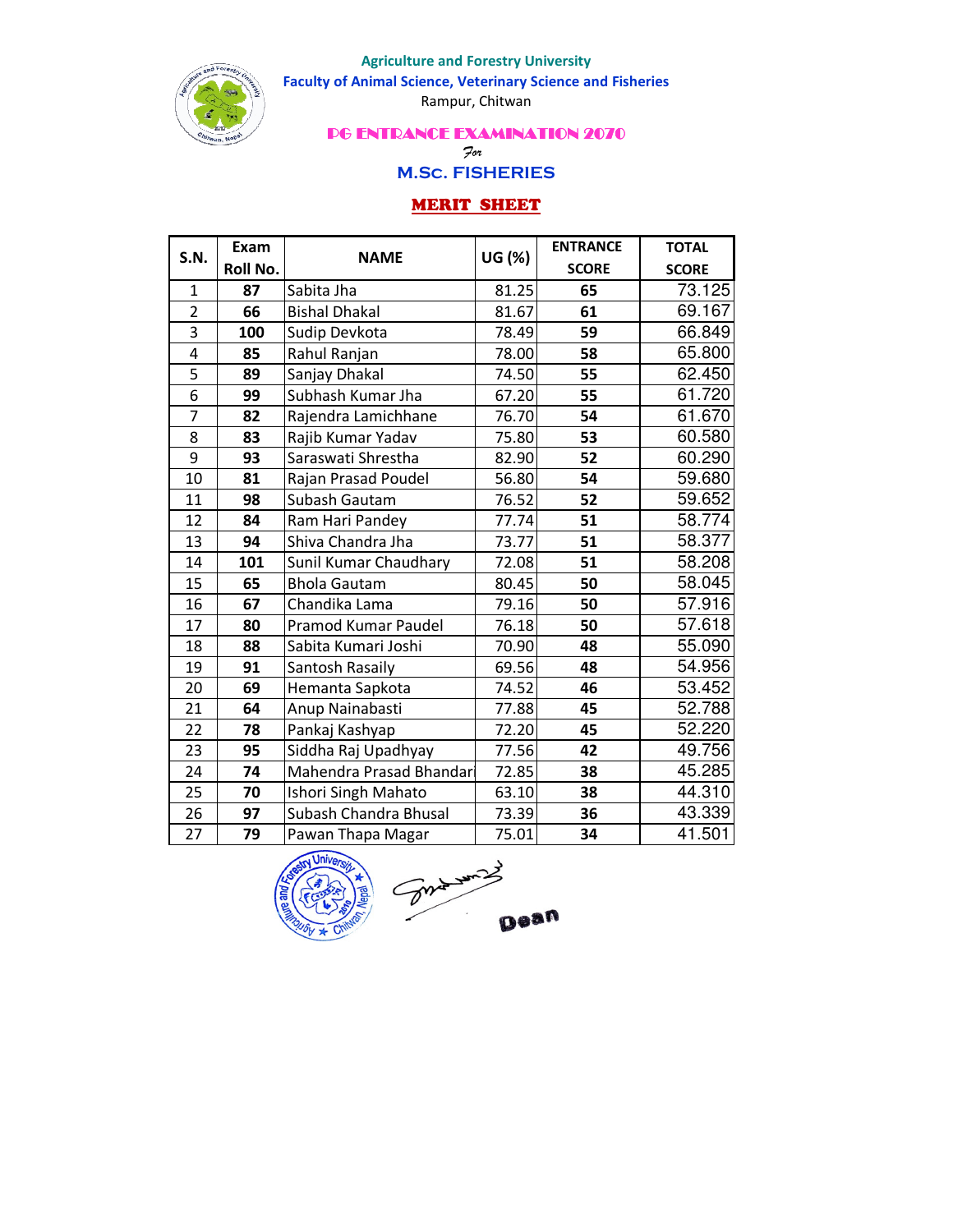**Agriculture and Forestry University**
**Faculty of Animal Science, Veterinary Science and Fisheries**
Rampur, Chitwan

## PG ENTRANCE EXAMINATION 2070

*For*

## M.Sc. FISHERIES

## MERIT SHEET

| S.N. | Exam Roll No. | NAME | UG (%) | ENTRANCE SCORE | TOTAL SCORE |
|---|---|---|---|---|---|
| 1 | 87 | Sabita Jha | 81.25 | 65 | 73.125 |
| 2 | 66 | Bishal Dhakal | 81.67 | 61 | 69.167 |
| 3 | 100 | Sudip Devkota | 78.49 | 59 | 66.849 |
| 4 | 85 | Rahul Ranjan | 78.00 | 58 | 65.800 |
| 5 | 89 | Sanjay Dhakal | 74.50 | 55 | 62.450 |
| 6 | 99 | Subhash Kumar Jha | 67.20 | 55 | 61.720 |
| 7 | 82 | Rajendra Lamichhane | 76.70 | 54 | 61.670 |
| 8 | 83 | Rajib Kumar Yadav | 75.80 | 53 | 60.580 |
| 9 | 93 | Saraswati Shrestha | 82.90 | 52 | 60.290 |
| 10 | 81 | Rajan Prasad Poudel | 56.80 | 54 | 59.680 |
| 11 | 98 | Subash Gautam | 76.52 | 52 | 59.652 |
| 12 | 84 | Ram Hari Pandey | 77.74 | 51 | 58.774 |
| 13 | 94 | Shiva Chandra Jha | 73.77 | 51 | 58.377 |
| 14 | 101 | Sunil Kumar Chaudhary | 72.08 | 51 | 58.208 |
| 15 | 65 | Bhola Gautam | 80.45 | 50 | 58.045 |
| 16 | 67 | Chandika Lama | 79.16 | 50 | 57.916 |
| 17 | 80 | Pramod Kumar Paudel | 76.18 | 50 | 57.618 |
| 18 | 88 | Sabita Kumari Joshi | 70.90 | 48 | 55.090 |
| 19 | 91 | Santosh Rasaily | 69.56 | 48 | 54.956 |
| 20 | 69 | Hemanta Sapkota | 74.52 | 46 | 53.452 |
| 21 | 64 | Anup Nainabasti | 77.88 | 45 | 52.788 |
| 22 | 78 | Pankaj Kashyap | 72.20 | 45 | 52.220 |
| 23 | 95 | Siddha Raj Upadhyay | 77.56 | 42 | 49.756 |
| 24 | 74 | Mahendra Prasad Bhandari | 72.85 | 38 | 45.285 |
| 25 | 70 | Ishori Singh Mahato | 63.10 | 38 | 44.310 |
| 26 | 97 | Subash Chandra Bhusal | 73.39 | 36 | 43.339 |
| 27 | 79 | Pawan Thapa Magar | 75.01 | 34 | 41.501 |

Dean